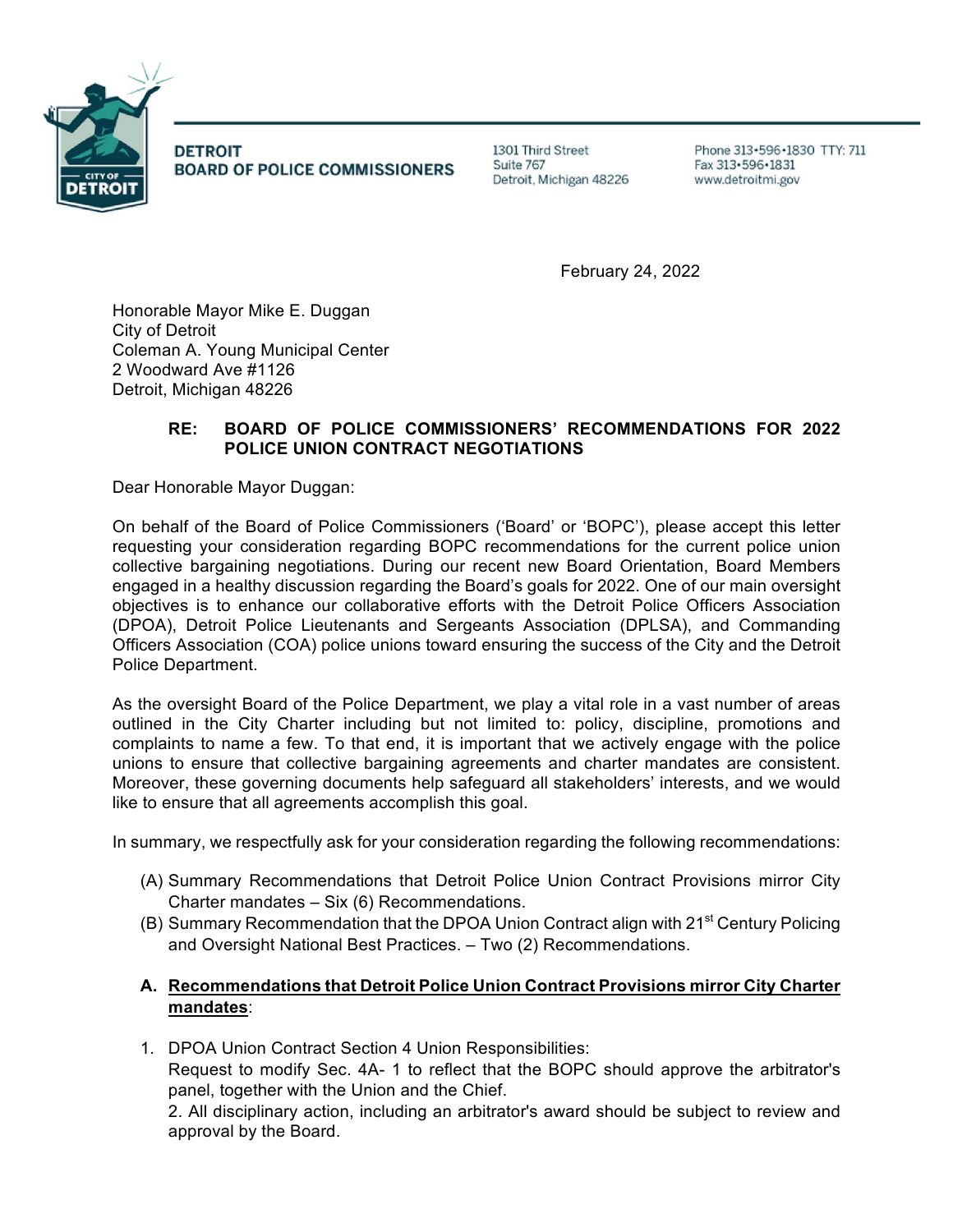**DETROIT BOARD OF POLICE COMMISSIONERS**

1301 Third Street
Suite 767
Detroit, Michigan 48226

Phone 313•596•1830 TTY: 711
Fax 313•596•1831
www.detroitmi.gov

February 24, 2022

Honorable Mayor Mike E. Duggan
City of Detroit
Coleman A. Young Municipal Center
2 Woodward Ave #1126
Detroit, Michigan 48226

**RE: BOARD OF POLICE COMMISSIONERS' RECOMMENDATIONS FOR 2022 POLICE UNION CONTRACT NEGOTIATIONS**

Dear Honorable Mayor Duggan:

On behalf of the Board of Police Commissioners ('Board' or 'BOPC'), please accept this letter requesting your consideration regarding BOPC recommendations for the current police union collective bargaining negotiations. During our recent new Board Orientation, Board Members engaged in a healthy discussion regarding the Board's goals for 2022. One of our main oversight objectives is to enhance our collaborative efforts with the Detroit Police Officers Association (DPOA), Detroit Police Lieutenants and Sergeants Association (DPLSA), and Commanding Officers Association (COA) police unions toward ensuring the success of the City and the Detroit Police Department.

As the oversight Board of the Police Department, we play a vital role in a vast number of areas outlined in the City Charter including but not limited to: policy, discipline, promotions and complaints to name a few. To that end, it is important that we actively engage with the police unions to ensure that collective bargaining agreements and charter mandates are consistent. Moreover, these governing documents help safeguard all stakeholders' interests, and we would like to ensure that all agreements accomplish this goal.

In summary, we respectfully ask for your consideration regarding the following recommendations:

(A) Summary Recommendations that Detroit Police Union Contract Provisions mirror City Charter mandates – Six (6) Recommendations.
(B) Summary Recommendation that the DPOA Union Contract align with 21st Century Policing and Oversight National Best Practices. – Two (2) Recommendations.

**A. <u>Recommendations that Detroit Police Union Contract Provisions mirror City Charter mandates</u>:**

1. DPOA Union Contract Section 4 Union Responsibilities:
   Request to modify Sec. 4A- 1 to reflect that the BOPC should approve the arbitrator's panel, together with the Union and the Chief.
   2. All disciplinary action, including an arbitrator's award should be subject to review and approval by the Board.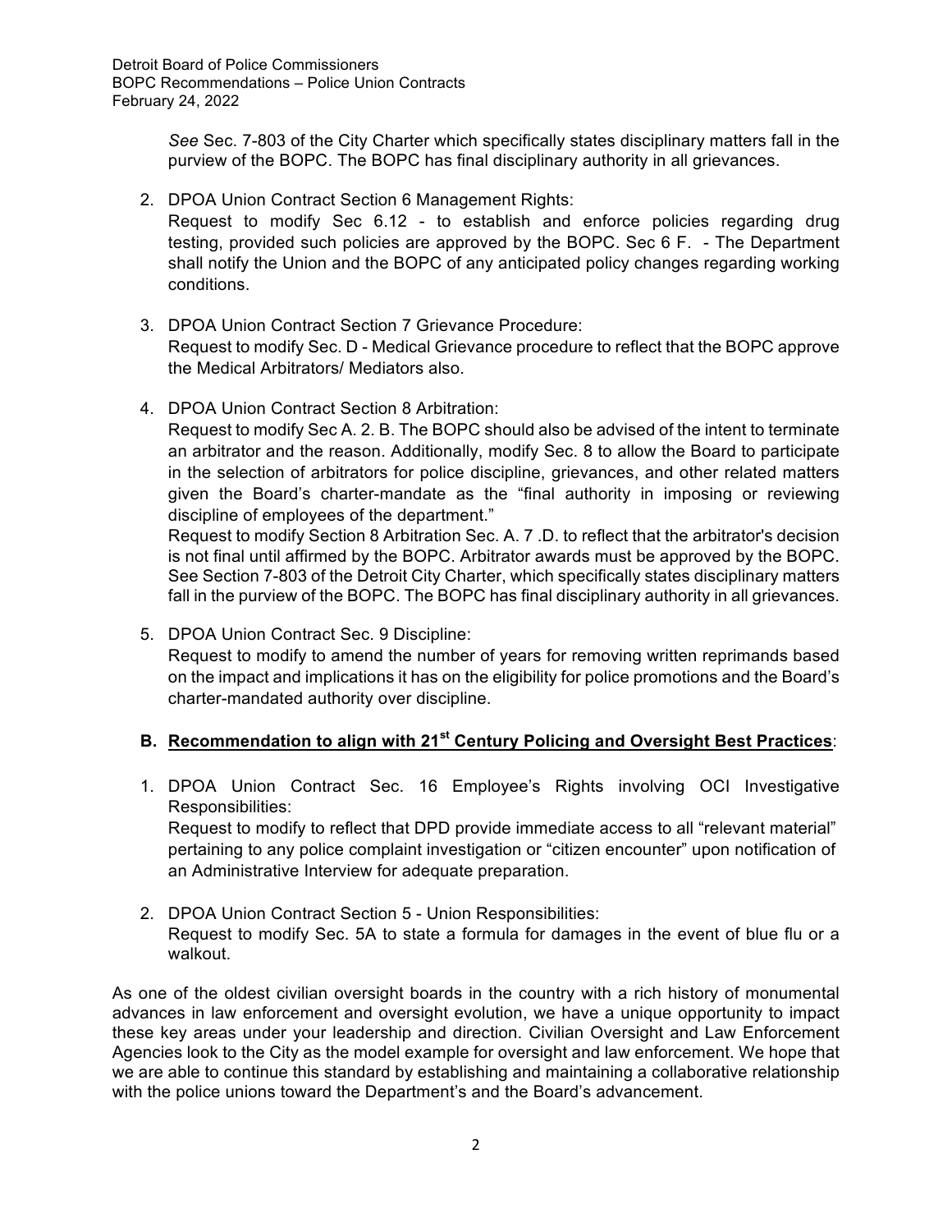*See* Sec. 7-803 of the City Charter which specifically states disciplinary matters fall in the purview of the BOPC. The BOPC has final disciplinary authority in all grievances.

2. DPOA Union Contract Section 6 Management Rights:
   Request to modify Sec 6.12 - to establish and enforce policies regarding drug testing, provided such policies are approved by the BOPC. Sec 6 F. - The Department shall notify the Union and the BOPC of any anticipated policy changes regarding working conditions.

3. DPOA Union Contract Section 7 Grievance Procedure:
   Request to modify Sec. D - Medical Grievance procedure to reflect that the BOPC approve the Medical Arbitrators/ Mediators also.

4. DPOA Union Contract Section 8 Arbitration:
   Request to modify Sec A. 2. B. The BOPC should also be advised of the intent to terminate an arbitrator and the reason. Additionally, modify Sec. 8 to allow the Board to participate in the selection of arbitrators for police discipline, grievances, and other related matters given the Board's charter-mandate as the "final authority in imposing or reviewing discipline of employees of the department."
   Request to modify Section 8 Arbitration Sec. A. 7 .D. to reflect that the arbitrator's decision is not final until affirmed by the BOPC. Arbitrator awards must be approved by the BOPC. See Section 7-803 of the Detroit City Charter, which specifically states disciplinary matters fall in the purview of the BOPC. The BOPC has final disciplinary authority in all grievances.

5. DPOA Union Contract Sec. 9 Discipline:
   Request to modify to amend the number of years for removing written reprimands based on the impact and implications it has on the eligibility for police promotions and the Board's charter-mandated authority over discipline.

## B. Recommendation to align with 21st Century Policing and Oversight Best Practices:

1. DPOA Union Contract Sec. 16 Employee's Rights involving OCI Investigative Responsibilities:
   Request to modify to reflect that DPD provide immediate access to all "relevant material" pertaining to any police complaint investigation or "citizen encounter" upon notification of an Administrative Interview for adequate preparation.

2. DPOA Union Contract Section 5 - Union Responsibilities:
   Request to modify Sec. 5A to state a formula for damages in the event of blue flu or a walkout.

As one of the oldest civilian oversight boards in the country with a rich history of monumental advances in law enforcement and oversight evolution, we have a unique opportunity to impact these key areas under your leadership and direction. Civilian Oversight and Law Enforcement Agencies look to the City as the model example for oversight and law enforcement. We hope that we are able to continue this standard by establishing and maintaining a collaborative relationship with the police unions toward the Department's and the Board's advancement.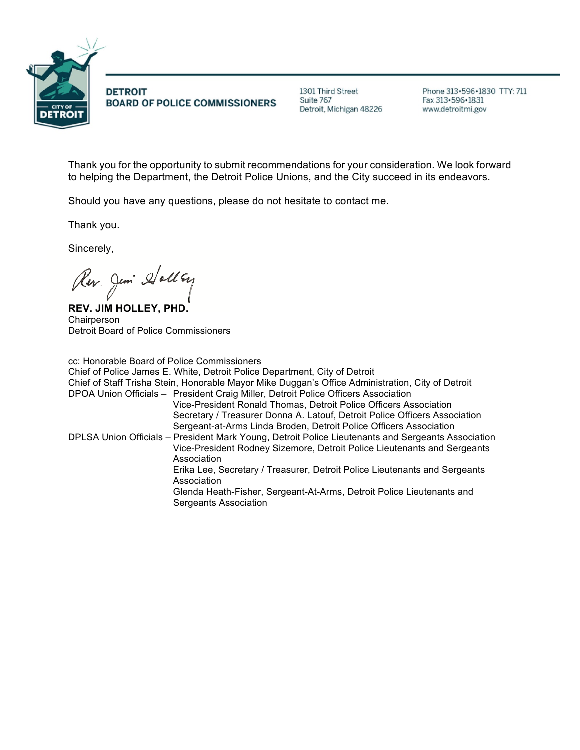**DETROIT**
**BOARD OF POLICE COMMISSIONERS**

1301 Third Street
Suite 767
Detroit, Michigan 48226

Phone 313•596•1830 TTY: 711
Fax 313•596•1831
www.detroitmi.gov

Thank you for the opportunity to submit recommendations for your consideration. We look forward to helping the Department, the Detroit Police Unions, and the City succeed in its endeavors.

Should you have any questions, please do not hesitate to contact me.

Thank you.

Sincerely,

Rev. Jim Holley

**REV. JIM HOLLEY, PHD.**
Chairperson
Detroit Board of Police Commissioners

cc: Honorable Board of Police Commissioners
Chief of Police James E. White, Detroit Police Department, City of Detroit
Chief of Staff Trisha Stein, Honorable Mayor Mike Duggan's Office Administration, City of Detroit
DPOA Union Officials – President Craig Miller, Detroit Police Officers Association
Vice-President Ronald Thomas, Detroit Police Officers Association
Secretary / Treasurer Donna A. Latouf, Detroit Police Officers Association
Sergeant-at-Arms Linda Broden, Detroit Police Officers Association
DPLSA Union Officials – President Mark Young, Detroit Police Lieutenants and Sergeants Association
Vice-President Rodney Sizemore, Detroit Police Lieutenants and Sergeants Association
Erika Lee, Secretary / Treasurer, Detroit Police Lieutenants and Sergeants Association
Glenda Heath-Fisher, Sergeant-At-Arms, Detroit Police Lieutenants and Sergeants Association